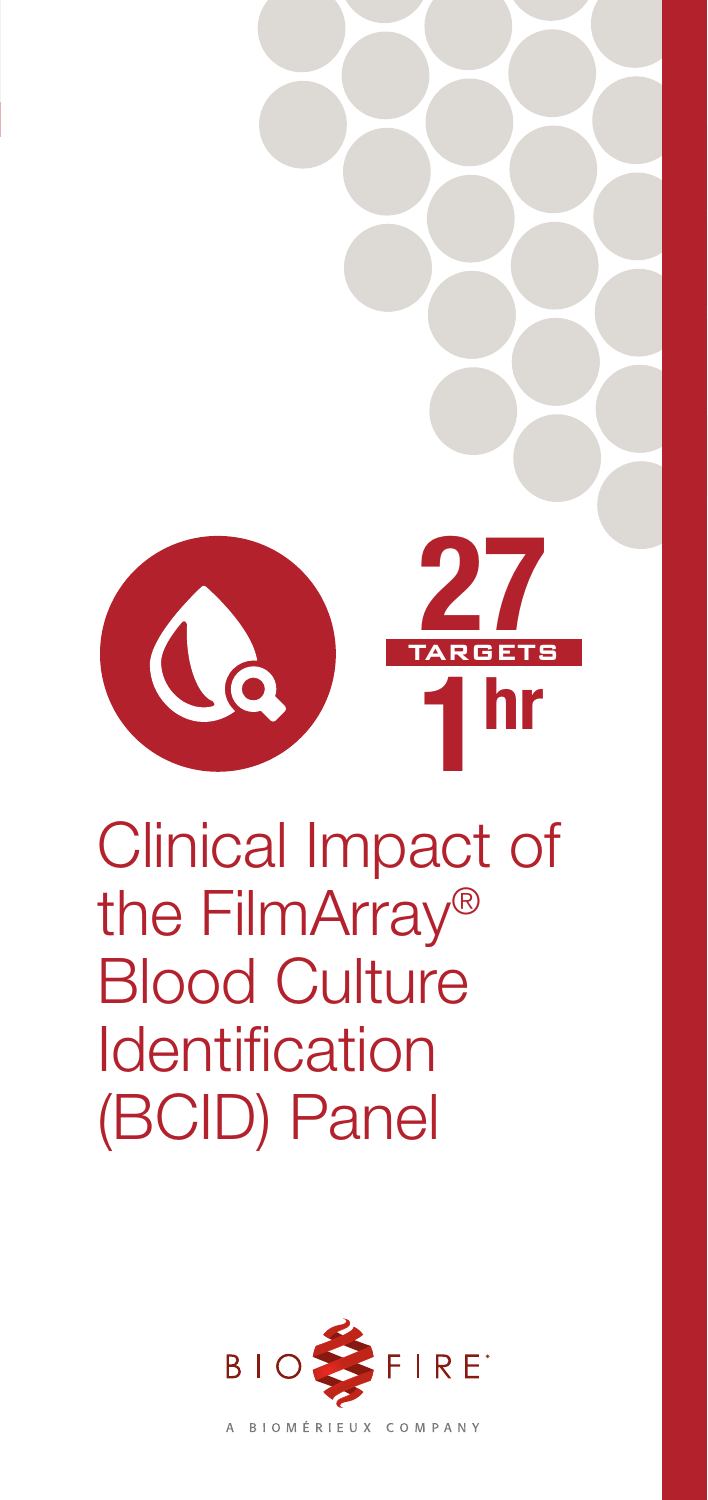**27** TARGETS **1 hr**

# Clinical Impact of the FilmArray® Blood Culture Identification (BCID) Panel

BIOFIRE

A BIOMÉRIEUX COMPANY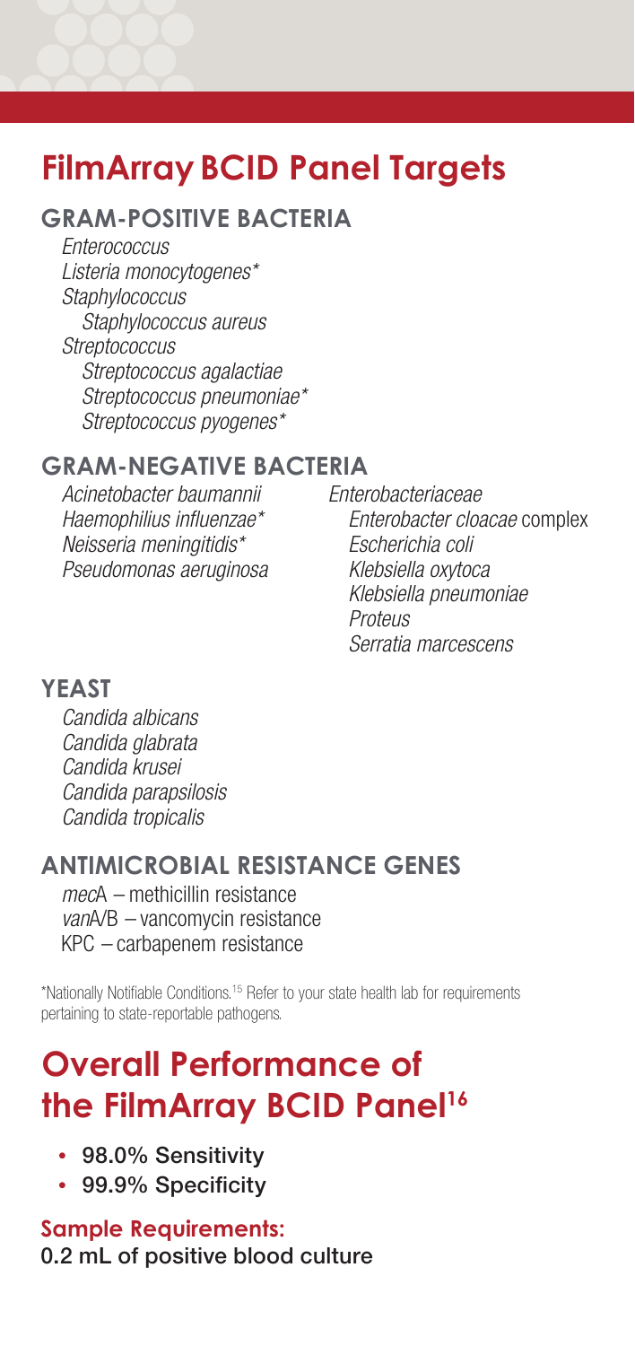# FilmArray BCID Panel Targets

## GRAM-POSITIVE BACTERIA

- *Enterococcus*
- *Listeria monocytogenes**
- *Staphylococcus*
  - *Staphylococcus aureus*
- *Streptococcus*
  - *Streptococcus agalactiae*
  - *Streptococcus pneumoniae**
  - *Streptococcus pyogenes**

## GRAM-NEGATIVE BACTERIA

- *Acinetobacter baumannii*
- *Haemophilus influenzae**
- *Neisseria meningitidis**
- *Pseudomonas aeruginosa*
- *Enterobacteriaceae*
  - *Enterobacter cloacae* complex
  - *Escherichia coli*
  - *Klebsiella oxytoca*
  - *Klebsiella pneumoniae*
  - *Proteus*
  - *Serratia marcescens*

## YEAST

- *Candida albicans*
- *Candida glabrata*
- *Candida krusei*
- *Candida parapsilosis*
- *Candida tropicalis*

## ANTIMICROBIAL RESISTANCE GENES

- *mec*A – methicillin resistance
- *van*A/B – vancomycin resistance
- KPC – carbapenem resistance

*Nationally Notifiable Conditions.[15] Refer to your state health lab for requirements pertaining to state-reportable pathogens.

# Overall Performance of the FilmArray BCID Panel[16]

- **98.0% Sensitivity**
- **99.9% Specificity**

### Sample Requirements:

**0.2 mL of positive blood culture**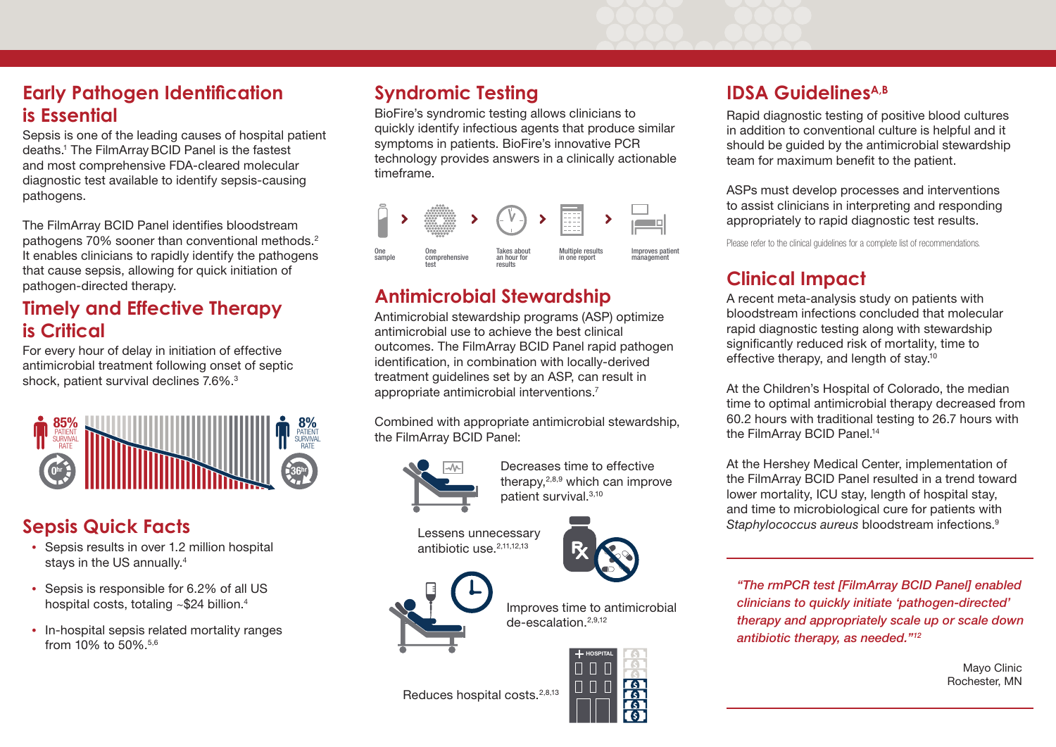## Early Pathogen Identification is Essential

Sepsis is one of the leading causes of hospital patient deaths.[1] The FilmArray BCID Panel is the fastest and most comprehensive FDA-cleared molecular diagnostic test available to identify sepsis-causing pathogens.

The FilmArray BCID Panel identifies bloodstream pathogens 70% sooner than conventional methods.[2] It enables clinicians to rapidly identify the pathogens that cause sepsis, allowing for quick initiation of pathogen-directed therapy.

## Timely and Effective Therapy is Critical

For every hour of delay in initiation of effective antimicrobial treatment following onset of septic shock, patient survival declines 7.6%.[3]

85% PATIENT SURVIVAL RATE — 0hr

8% PATIENT SURVIVAL RATE — 36hr

## Sepsis Quick Facts

- Sepsis results in over 1.2 million hospital stays in the US annually.[4]
- Sepsis is responsible for 6.2% of all US hospital costs, totaling ~$24 billion.[4]
- In-hospital sepsis related mortality ranges from 10% to 50%.[5,6]

## Syndromic Testing

BioFire's syndromic testing allows clinicians to quickly identify infectious agents that produce similar symptoms in patients. BioFire's innovative PCR technology provides answers in a clinically actionable timeframe.

One sample › One comprehensive test › Takes about an hour for results › Multiple results in one report › Improves patient management

## Antimicrobial Stewardship

Antimicrobial stewardship programs (ASP) optimize antimicrobial use to achieve the best clinical outcomes. The FilmArray BCID Panel rapid pathogen identification, in combination with locally-derived treatment guidelines set by an ASP, can result in appropriate antimicrobial interventions.[7]

Combined with appropriate antimicrobial stewardship, the FilmArray BCID Panel:

- Decreases time to effective therapy,[2,8,9] which can improve patient survival.[3,10]
- Lessens unnecessary antibiotic use.[2,11,12,13]
- Improves time to antimicrobial de-escalation.[2,9,12]
- Reduces hospital costs.[2,8,13]

## IDSA Guidelines[A,B]

Rapid diagnostic testing of positive blood cultures in addition to conventional culture is helpful and it should be guided by the antimicrobial stewardship team for maximum benefit to the patient.

ASPs must develop processes and interventions to assist clinicians in interpreting and responding appropriately to rapid diagnostic test results.

Please refer to the clinical guidelines for a complete list of recommendations.

## Clinical Impact

A recent meta-analysis study on patients with bloodstream infections concluded that molecular rapid diagnostic testing along with stewardship significantly reduced risk of mortality, time to effective therapy, and length of stay.[10]

At the Children's Hospital of Colorado, the median time to optimal antimicrobial therapy decreased from 60.2 hours with traditional testing to 26.7 hours with the FilmArray BCID Panel.[14]

At the Hershey Medical Center, implementation of the FilmArray BCID Panel resulted in a trend toward lower mortality, ICU stay, length of hospital stay, and time to microbiological cure for patients with *Staphylococcus aureus* bloodstream infections.[9]

*"The rmPCR test [FilmArray BCID Panel] enabled clinicians to quickly initiate 'pathogen-directed' therapy and appropriately scale up or scale down antibiotic therapy, as needed."*[12]

Mayo Clinic
Rochester, MN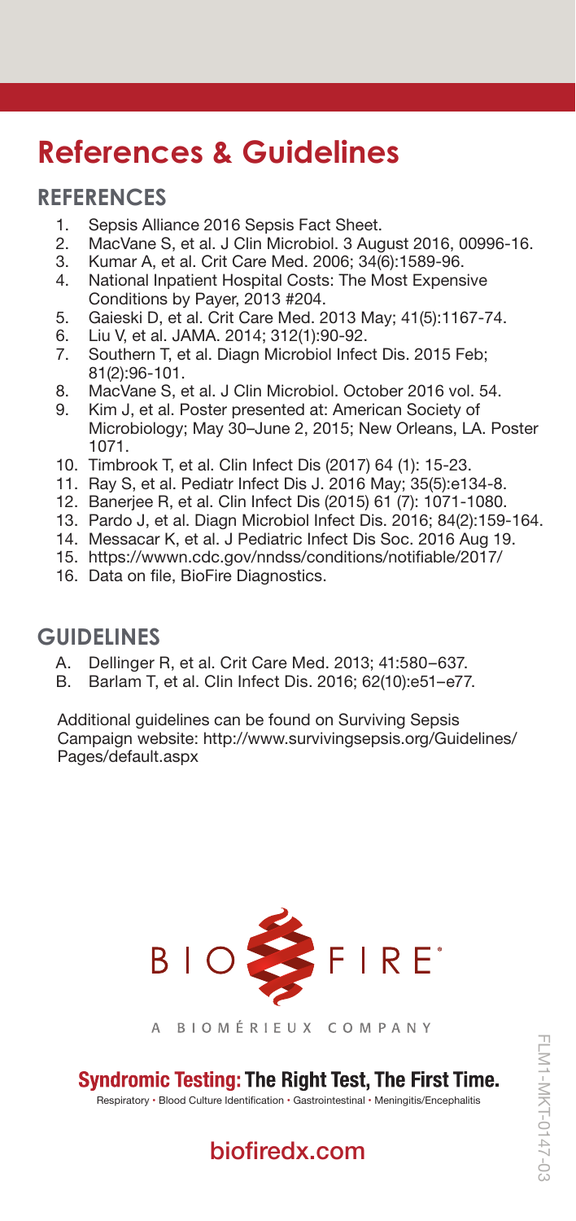# References & Guidelines

## REFERENCES

1. Sepsis Alliance 2016 Sepsis Fact Sheet.
2. MacVane S, et al. J Clin Microbiol. 3 August 2016, 00996-16.
3. Kumar A, et al. Crit Care Med. 2006; 34(6):1589-96.
4. National Inpatient Hospital Costs: The Most Expensive Conditions by Payer, 2013 #204.
5. Gaieski D, et al. Crit Care Med. 2013 May; 41(5):1167-74.
6. Liu V, et al. JAMA. 2014; 312(1):90-92.
7. Southern T, et al. Diagn Microbiol Infect Dis. 2015 Feb; 81(2):96-101.
8. MacVane S, et al. J Clin Microbiol. October 2016 vol. 54.
9. Kim J, et al. Poster presented at: American Society of Microbiology; May 30–June 2, 2015; New Orleans, LA. Poster 1071.
10. Timbrook T, et al. Clin Infect Dis (2017) 64 (1): 15-23.
11. Ray S, et al. Pediatr Infect Dis J. 2016 May; 35(5):e134-8.
12. Banerjee R, et al. Clin Infect Dis (2015) 61 (7): 1071-1080.
13. Pardo J, et al. Diagn Microbiol Infect Dis. 2016; 84(2):159-164.
14. Messacar K, et al. J Pediatric Infect Dis Soc. 2016 Aug 19.
15. https://wwwn.cdc.gov/nndss/conditions/notifiable/2017/
16. Data on file, BioFire Diagnostics.

## GUIDELINES

A. Dellinger R, et al. Crit Care Med. 2013; 41:580–637.
B. Barlam T, et al. Clin Infect Dis. 2016; 62(10):e51–e77.

Additional guidelines can be found on Surviving Sepsis Campaign website: http://www.survivingsepsis.org/Guidelines/Pages/default.aspx

BIOFIRE®

A BIOMÉRIEUX COMPANY

**Syndromic Testing: The Right Test, The First Time.**

Respiratory • Blood Culture Identification • Gastrointestinal • Meningitis/Encephalitis

biofiredx.com

FLM1-MKT-0147-03